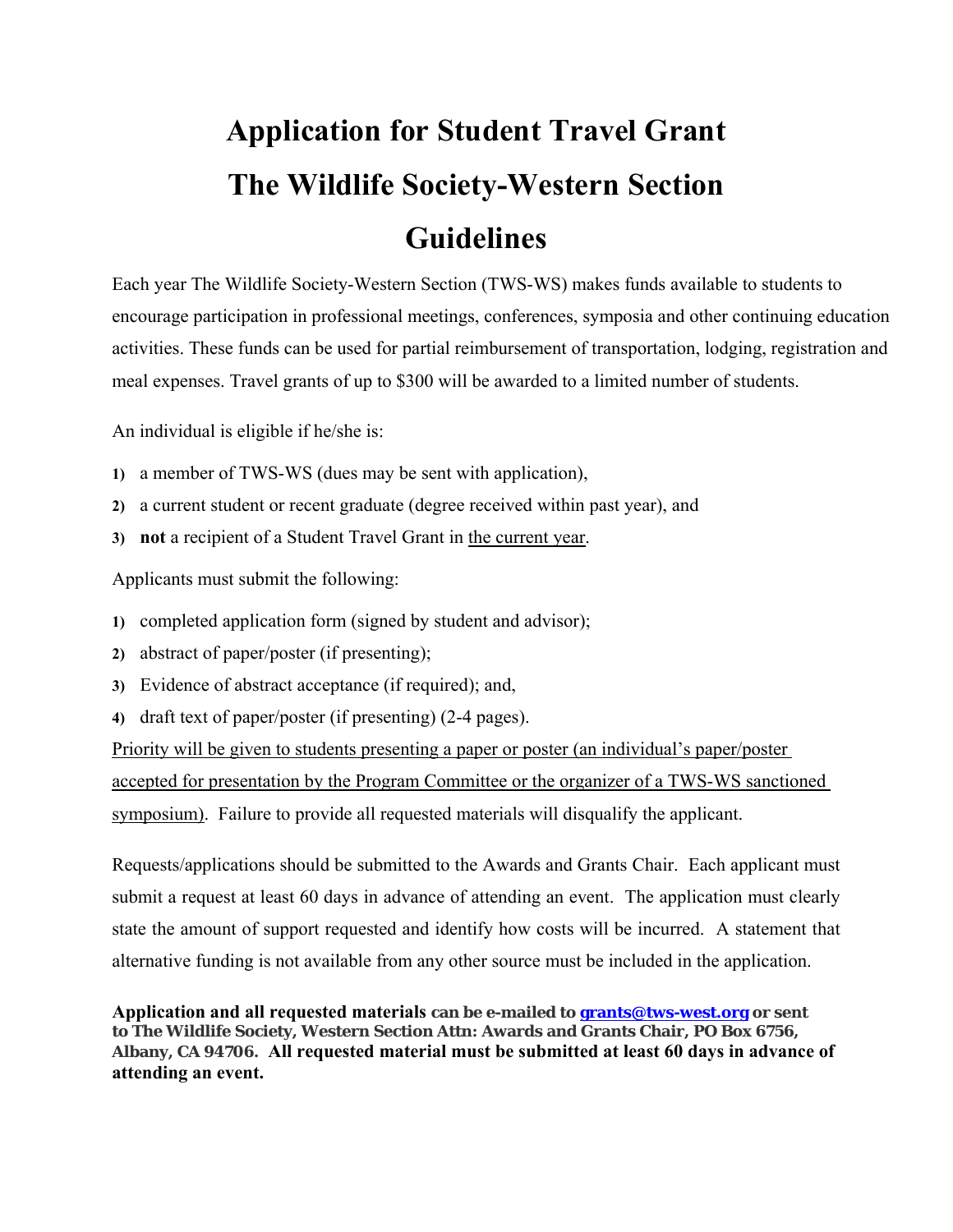# Application for Student Travel Grant

# The Wildlife Society-Western Section

# Guidelines

Each year The Wildlife Society-Western Section (TWS-WS) makes funds available to students to encourage participation in professional meetings, conferences, symposia and other continuing education activities. These funds can be used for partial reimbursement of transportation, lodging, registration and meal expenses. Travel grants of up to $300 will be awarded to a limited number of students.

An individual is eligible if he/she is:

1) a member of TWS-WS (dues may be sent with application),
2) a current student or recent graduate (degree received within past year), and
3) **not** a recipient of a Student Travel Grant in <u>the current year</u>.

Applicants must submit the following:

1) completed application form (signed by student and advisor);
2) abstract of paper/poster (if presenting);
3) Evidence of abstract acceptance (if required); and,
4) draft text of paper/poster (if presenting) (2-4 pages).

<u>Priority will be given to students presenting a paper or poster (an individual's paper/poster accepted for presentation by the Program Committee or the organizer of a TWS-WS sanctioned symposium).</u> Failure to provide all requested materials will disqualify the applicant.

Requests/applications should be submitted to the Awards and Grants Chair. Each applicant must submit a request at least 60 days in advance of attending an event. The application must clearly state the amount of support requested and identify how costs will be incurred. A statement that alternative funding is not available from any other source must be included in the application.

**Application and all requested materials can be e-mailed to [grants@tws-west.org](mailto:grants@tws-west.org) or sent to The Wildlife Society, Western Section Attn: Awards and Grants Chair, PO Box 6756, Albany, CA 94706. All requested material must be submitted at least 60 days in advance of attending an event.**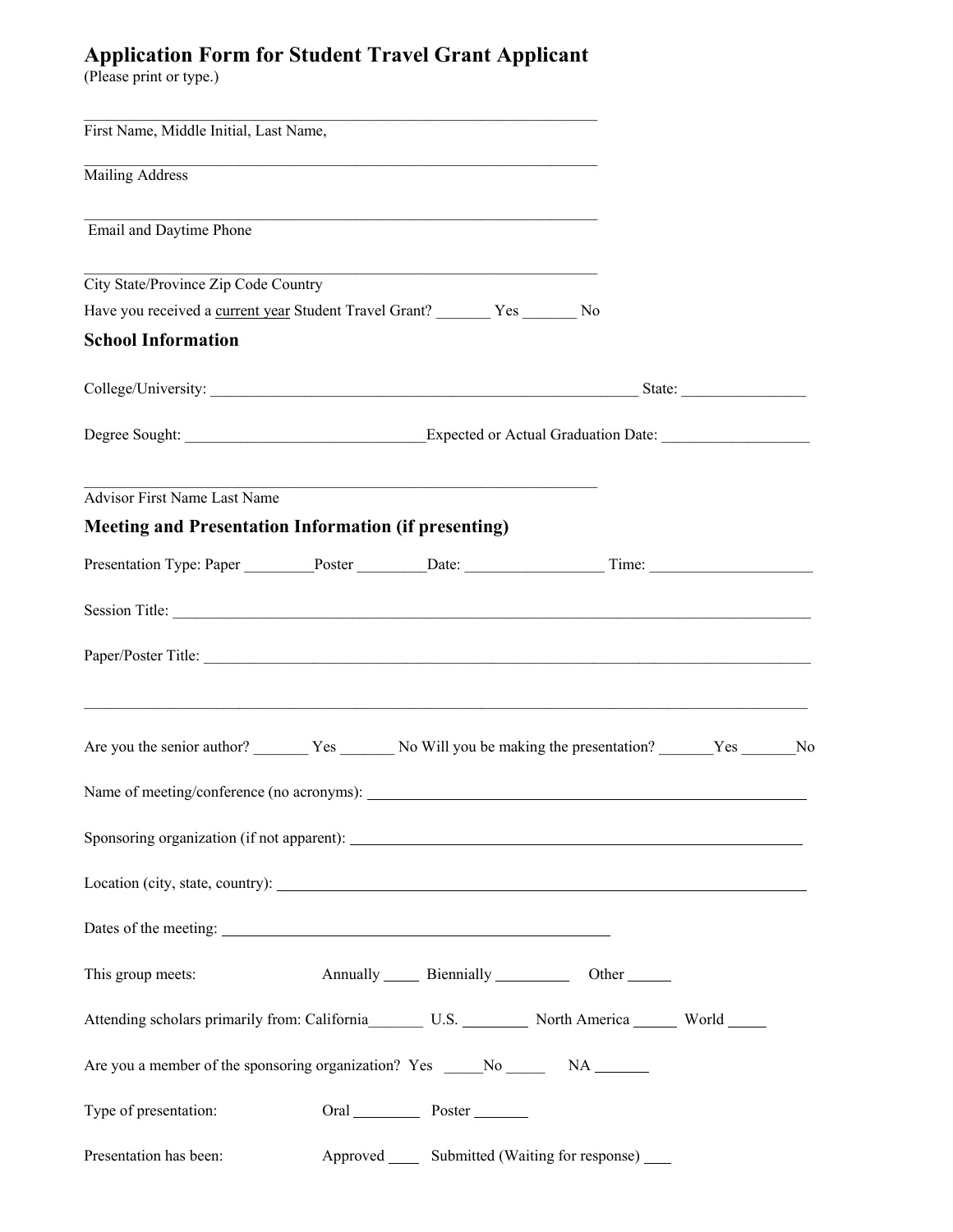# Application Form for Student Travel Grant Applicant

(Please print or type.)

_______________________________________________________________

First Name, Middle Initial, Last Name,

_______________________________________________________________

Mailing Address

_______________________________________________________________

Email and Daytime Phone

_______________________________________________________________

City State/Province Zip Code Country

Have you received a current year Student Travel Grant? _______ Yes _______ No

## School Information

College/University: ______________________________________________________ State: _______________

Degree Sought: ______________________________ Expected or Actual Graduation Date: __________________

_______________________________________________________________

Advisor First Name Last Name

## Meeting and Presentation Information (if presenting)

Presentation Type: Paper _________ Poster _________ Date: _________________ Time: ____________________

Session Title: ______________________________________________________________________________

Paper/Poster Title: __________________________________________________________________________

____________________________________________________________________________________________

Are you the senior author? _______ Yes _______ No Will you be making the presentation? _______ Yes _______ No

Name of meeting/conference (no acronyms): ______________________________________________________

Sponsoring organization (if not apparent): _______________________________________________________

Location (city, state, country): _________________________________________________________________

Dates of the meeting: _________________________________________________

This group meets: Annually ____ Biennially _________ Other _____

Attending scholars primarily from: California_______ U.S. ________ North America _____ World _____

Are you a member of the sponsoring organization? Yes _____ No _____ NA _______

Type of presentation: Oral ________ Poster _______

Presentation has been: Approved ____ Submitted (Waiting for response) ____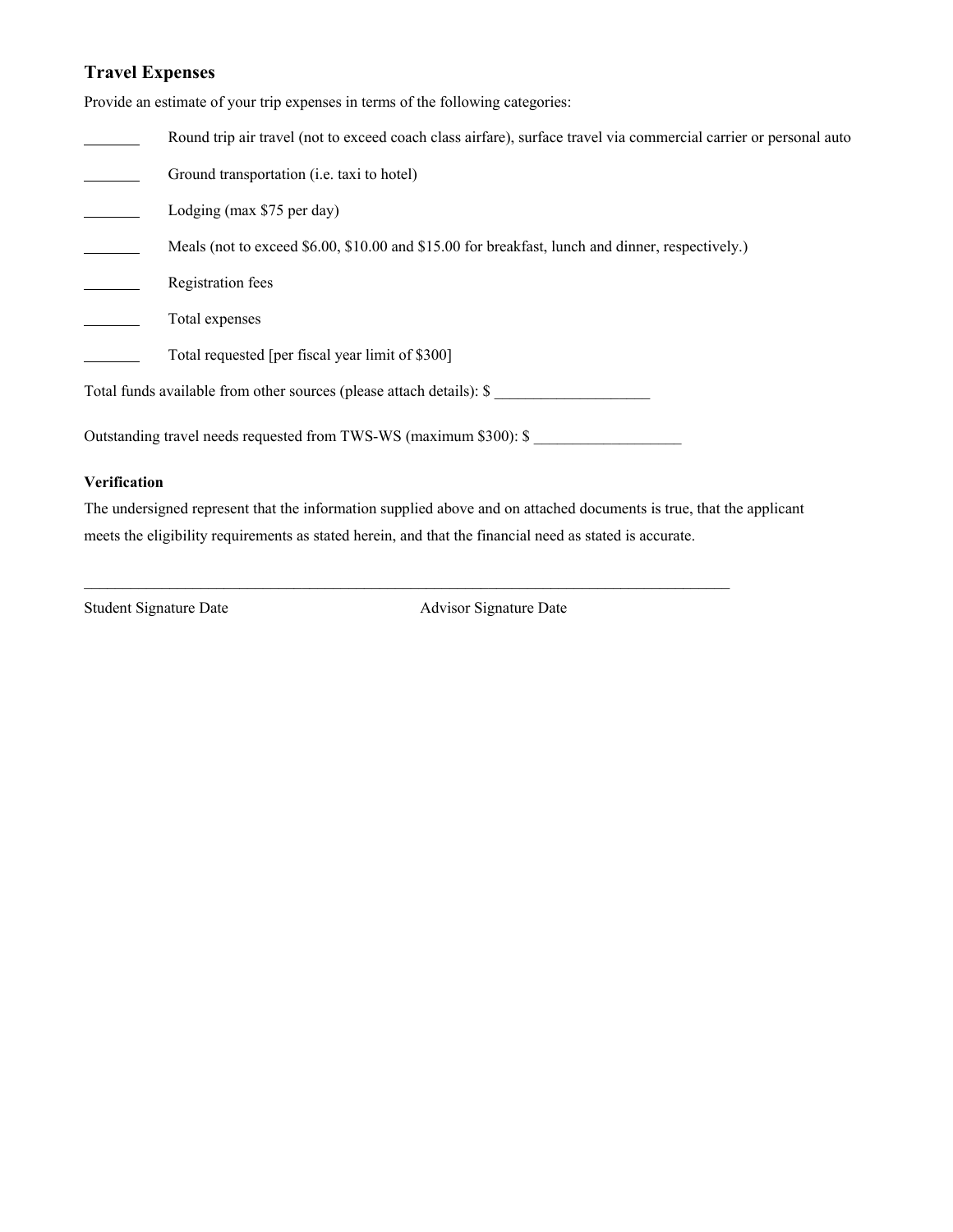## Travel Expenses

Provide an estimate of your trip expenses in terms of the following categories:

_______ Round trip air travel (not to exceed coach class airfare), surface travel via commercial carrier or personal auto

_______ Ground transportation (i.e. taxi to hotel)

_______ Lodging (max $75 per day)

_______ Meals (not to exceed $6.00, $10.00 and $15.00 for breakfast, lunch and dinner, respectively.)

_______ Registration fees

_______ Total expenses

_______ Total requested [per fiscal year limit of $300]

Total funds available from other sources (please attach details): $ ____________________

Outstanding travel needs requested from TWS-WS (maximum $300): $ ___________________

**Verification**

The undersigned represent that the information supplied above and on attached documents is true, that the applicant meets the eligibility requirements as stated herein, and that the financial need as stated is accurate.

_____________________________________________________________________________________

Student Signature Date                                        Advisor Signature Date